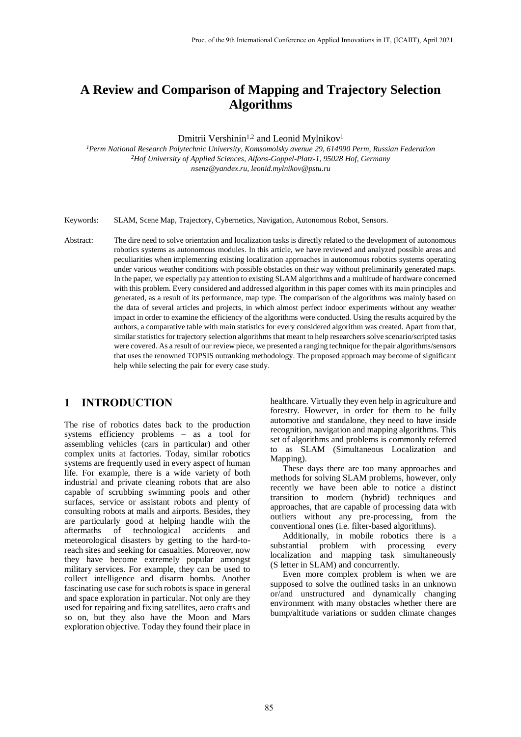# A Review and Comparison of Mapping and Trajectory Selection Algorithms

Dmitrii Vershinin[1,2] and Leonid Mylnikov[1]

[1]*Perm National Research Polytechnic University, Komsomolsky avenue 29, 614990 Perm, Russian Federation*
[2]*Hof University of Applied Sciences, Alfons-Goppel-Platz-1, 95028 Hof, Germany*
*nsenz@yandex.ru, leonid.mylnikov@pstu.ru*

Keywords: SLAM, Scene Map, Trajectory, Cybernetics, Navigation, Autonomous Robot, Sensors.

Abstract: The dire need to solve orientation and localization tasks is directly related to the development of autonomous robotics systems as autonomous modules. In this article, we have reviewed and analyzed possible areas and peculiarities when implementing existing localization approaches in autonomous robotics systems operating under various weather conditions with possible obstacles on their way without preliminarily generated maps. In the paper, we especially pay attention to existing SLAM algorithms and a multitude of hardware concerned with this problem. Every considered and addressed algorithm in this paper comes with its main principles and generated, as a result of its performance, map type. The comparison of the algorithms was mainly based on the data of several articles and projects, in which almost perfect indoor experiments without any weather impact in order to examine the efficiency of the algorithms were conducted. Using the results acquired by the authors, a comparative table with main statistics for every considered algorithm was created. Apart from that, similar statistics for trajectory selection algorithms that meant to help researchers solve scenario/scripted tasks were covered. As a result of our review piece, we presented a ranging technique for the pair algorithms/sensors that uses the renowned TOPSIS outranking methodology. The proposed approach may become of significant help while selecting the pair for every case study.

## 1 INTRODUCTION

The rise of robotics dates back to the production systems efficiency problems – as a tool for assembling vehicles (cars in particular) and other complex units at factories. Today, similar robotics systems are frequently used in every aspect of human life. For example, there is a wide variety of both industrial and private cleaning robots that are also capable of scrubbing swimming pools and other surfaces, service or assistant robots and plenty of consulting robots at malls and airports. Besides, they are particularly good at helping handle with the aftermaths of technological accidents and meteorological disasters by getting to the hard-to-reach sites and seeking for casualties. Moreover, now they have become extremely popular amongst military services. For example, they can be used to collect intelligence and disarm bombs. Another fascinating use case for such robots is space in general and space exploration in particular. Not only are they used for repairing and fixing satellites, aero crafts and so on, but they also have the Moon and Mars exploration objective. Today they found their place in healthcare. Virtually they even help in agriculture and forestry. However, in order for them to be fully automotive and standalone, they need to have inside recognition, navigation and mapping algorithms. This set of algorithms and problems is commonly referred to as SLAM (Simultaneous Localization and Mapping).

These days there are too many approaches and methods for solving SLAM problems, however, only recently we have been able to notice a distinct transition to modern (hybrid) techniques and approaches, that are capable of processing data with outliers without any pre-processing, from the conventional ones (i.e. filter-based algorithms).

Additionally, in mobile robotics there is a substantial problem with processing every localization and mapping task simultaneously (S letter in SLAM) and concurrently.

Even more complex problem is when we are supposed to solve the outlined tasks in an unknown or/and unstructured and dynamically changing environment with many obstacles whether there are bump/altitude variations or sudden climate changes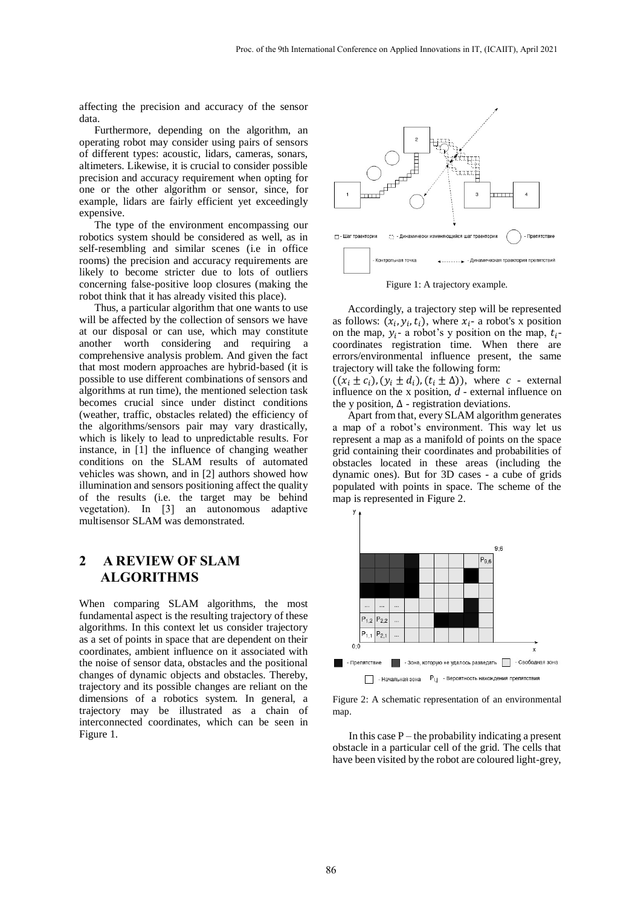affecting the precision and accuracy of the sensor data.

Furthermore, depending on the algorithm, an operating robot may consider using pairs of sensors of different types: acoustic, lidars, cameras, sonars, altimeters. Likewise, it is crucial to consider possible precision and accuracy requirement when opting for one or the other algorithm or sensor, since, for example, lidars are fairly efficient yet exceedingly expensive.

The type of the environment encompassing our robotics system should be considered as well, as in self-resembling and similar scenes (i.e in office rooms) the precision and accuracy requirements are likely to become stricter due to lots of outliers concerning false-positive loop closures (making the robot think that it has already visited this place).

Thus, a particular algorithm that one wants to use will be affected by the collection of sensors we have at our disposal or can use, which may constitute another worth considering and requiring a comprehensive analysis problem. And given the fact that most modern approaches are hybrid-based (it is possible to use different combinations of sensors and algorithms at run time), the mentioned selection task becomes crucial since under distinct conditions (weather, traffic, obstacles related) the efficiency of the algorithms/sensors pair may vary drastically, which is likely to lead to unpredictable results. For instance, in [1] the influence of changing weather conditions on the SLAM results of automated vehicles was shown, and in [2] authors showed how illumination and sensors positioning affect the quality of the results (i.e. the target may be behind vegetation). In [3] an autonomous adaptive multisensor SLAM was demonstrated.

## 2 A REVIEW OF SLAM ALGORITHMS

When comparing SLAM algorithms, the most fundamental aspect is the resulting trajectory of these algorithms. In this context let us consider trajectory as a set of points in space that are dependent on their coordinates, ambient influence on it associated with the noise of sensor data, obstacles and the positional changes of dynamic objects and obstacles. Thereby, trajectory and its possible changes are reliant on the dimensions of a robotics system. In general, a trajectory may be illustrated as a chain of interconnected coordinates, which can be seen in Figure 1.

Figure 1: A trajectory example.

Accordingly, a trajectory step will be represented as follows: $(x_i, y_i, t_i)$, where $x_i$- a robot's x position on the map, $y_i$- a robot's y position on the map, $t_i$- coordinates registration time. When there are errors/environmental influence present, the same trajectory will take the following form: $((x_i \pm c_i), (y_i \pm d_i), (t_i \pm \Delta))$, where $c$ - external influence on the x position, $d$ - external influence on the y position, $\Delta$ - registration deviations.

Apart from that, every SLAM algorithm generates a map of a robot's environment. This way let us represent a map as a manifold of points on the space grid containing their coordinates and probabilities of obstacles located in these areas (including the dynamic ones). But for 3D cases - a cube of grids populated with points in space. The scheme of the map is represented in Figure 2.

Figure 2: A schematic representation of an environmental map.

In this case P – the probability indicating a present obstacle in a particular cell of the grid. The cells that have been visited by the robot are coloured light-grey,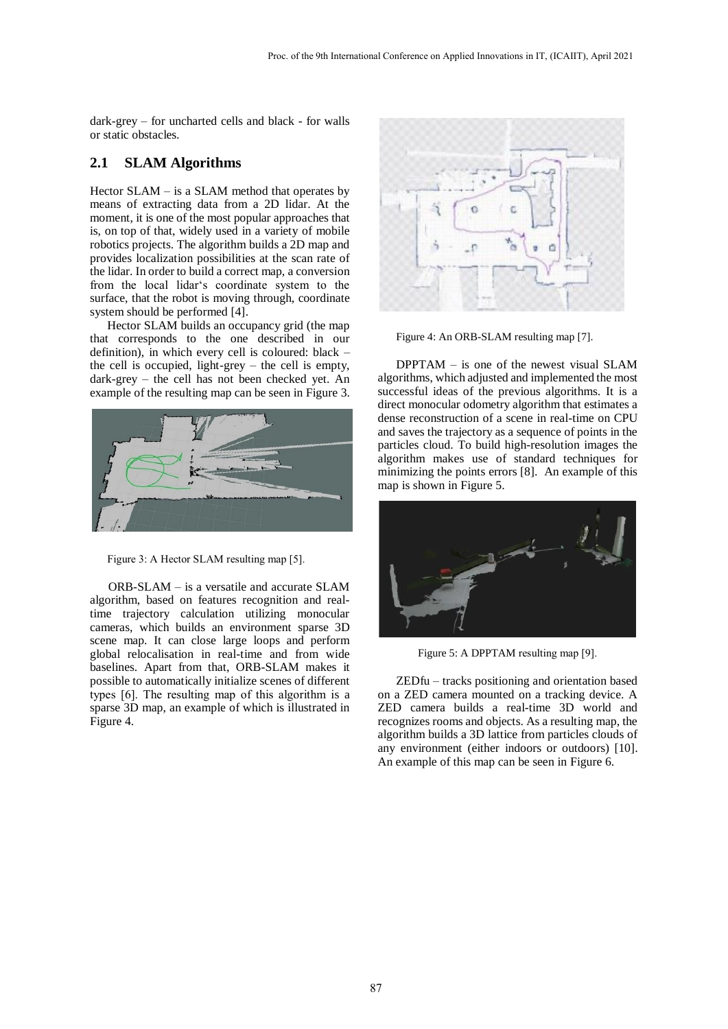dark-grey – for uncharted cells and black - for walls or static obstacles.

## 2.1 SLAM Algorithms

Hector SLAM – is a SLAM method that operates by means of extracting data from a 2D lidar. At the moment, it is one of the most popular approaches that is, on top of that, widely used in a variety of mobile robotics projects. The algorithm builds a 2D map and provides localization possibilities at the scan rate of the lidar. In order to build a correct map, a conversion from the local lidar's coordinate system to the surface, that the robot is moving through, coordinate system should be performed [4].

Hector SLAM builds an occupancy grid (the map that corresponds to the one described in our definition), in which every cell is coloured: black – the cell is occupied, light-grey – the cell is empty, dark-grey – the cell has not been checked yet. An example of the resulting map can be seen in Figure 3.

Figure 3: A Hector SLAM resulting map [5].

ORB-SLAM – is a versatile and accurate SLAM algorithm, based on features recognition and real-time trajectory calculation utilizing monocular cameras, which builds an environment sparse 3D scene map. It can close large loops and perform global relocalisation in real-time and from wide baselines. Apart from that, ORB-SLAM makes it possible to automatically initialize scenes of different types [6]. The resulting map of this algorithm is a sparse 3D map, an example of which is illustrated in Figure 4.

Figure 4: An ORB-SLAM resulting map [7].

DPPTAM – is one of the newest visual SLAM algorithms, which adjusted and implemented the most successful ideas of the previous algorithms. It is a direct monocular odometry algorithm that estimates a dense reconstruction of a scene in real-time on CPU and saves the trajectory as a sequence of points in the particles cloud. To build high-resolution images the algorithm makes use of standard techniques for minimizing the points errors [8]. An example of this map is shown in Figure 5.

Figure 5: A DPPTAM resulting map [9].

ZEDfu – tracks positioning and orientation based on a ZED camera mounted on a tracking device. A ZED camera builds a real-time 3D world and recognizes rooms and objects. As a resulting map, the algorithm builds a 3D lattice from particles clouds of any environment (either indoors or outdoors) [10]. An example of this map can be seen in Figure 6.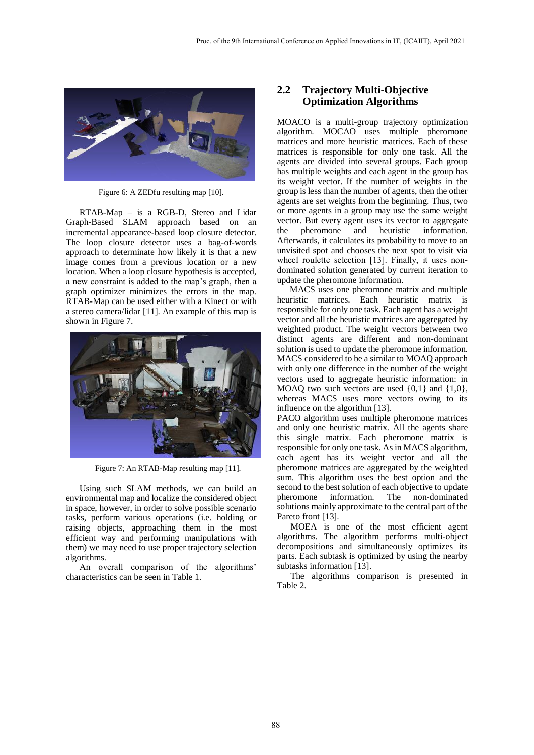Figure 6: A ZEDfu resulting map [10].

RTAB-Map – is a RGB-D, Stereo and Lidar Graph-Based SLAM approach based on an incremental appearance-based loop closure detector. The loop closure detector uses a bag-of-words approach to determinate how likely it is that a new image comes from a previous location or a new location. When a loop closure hypothesis is accepted, a new constraint is added to the map's graph, then a graph optimizer minimizes the errors in the map. RTAB-Map can be used either with a Kinect or with a stereo camera/lidar [11]. An example of this map is shown in Figure 7.

Figure 7: An RTAB-Map resulting map [11].

Using such SLAM methods, we can build an environmental map and localize the considered object in space, however, in order to solve possible scenario tasks, perform various operations (i.e. holding or raising objects, approaching them in the most efficient way and performing manipulations with them) we may need to use proper trajectory selection algorithms.

An overall comparison of the algorithms' characteristics can be seen in Table 1.

## 2.2 Trajectory Multi-Objective Optimization Algorithms

MOACO is a multi-group trajectory optimization algorithm. MOCAO uses multiple pheromone matrices and more heuristic matrices. Each of these matrices is responsible for only one task. All the agents are divided into several groups. Each group has multiple weights and each agent in the group has its weight vector. If the number of weights in the group is less than the number of agents, then the other agents are set weights from the beginning. Thus, two or more agents in a group may use the same weight vector. But every agent uses its vector to aggregate the pheromone and heuristic information. Afterwards, it calculates its probability to move to an unvisited spot and chooses the next spot to visit via wheel roulette selection [13]. Finally, it uses non-dominated solution generated by current iteration to update the pheromone information.

MACS uses one pheromone matrix and multiple heuristic matrices. Each heuristic matrix is responsible for only one task. Each agent has a weight vector and all the heuristic matrices are aggregated by weighted product. The weight vectors between two distinct agents are different and non-dominant solution is used to update the pheromone information. MACS considered to be a similar to MOAQ approach with only one difference in the number of the weight vectors used to aggregate heuristic information: in MOAQ two such vectors are used {0,1} and {1,0}, whereas MACS uses more vectors owing to its influence on the algorithm [13].

PACO algorithm uses multiple pheromone matrices and only one heuristic matrix. All the agents share this single matrix. Each pheromone matrix is responsible for only one task. As in MACS algorithm, each agent has its weight vector and all the pheromone matrices are aggregated by the weighted sum. This algorithm uses the best option and the second to the best solution of each objective to update pheromone information. The non-dominated solutions mainly approximate to the central part of the Pareto front [13].

MOEA is one of the most efficient agent algorithms. The algorithm performs multi-object decompositions and simultaneously optimizes its parts. Each subtask is optimized by using the nearby subtasks information [13].

The algorithms comparison is presented in Table 2.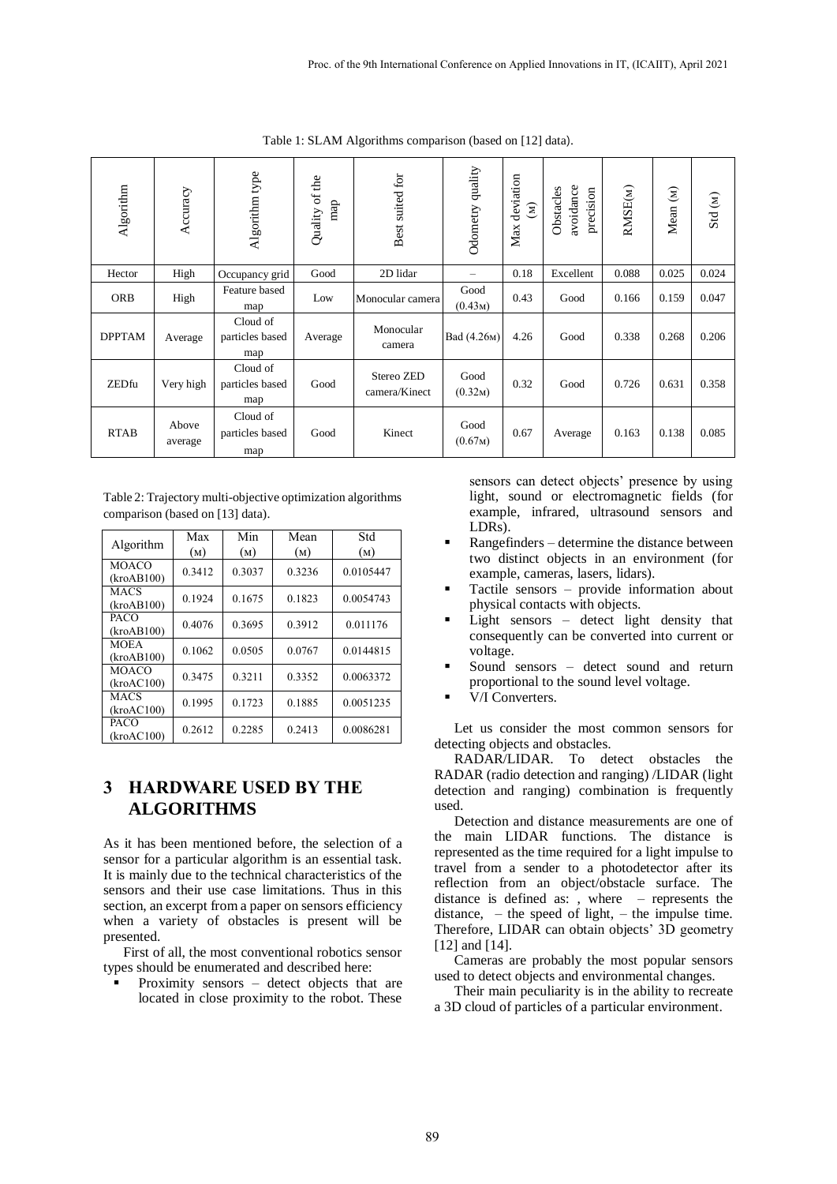Table 1: SLAM Algorithms comparison (based on [12] data).

| Algorithm | Accuracy | Algorithm type | Quality of the map | Best suited for | Odometry quality | Max deviation (м) | Obstacles avoidance precision | RMSE(м) | Mean (м) | Std (м) |
|---|---|---|---|---|---|---|---|---|---|---|
| Hector | High | Occupancy grid | Good | 2D lidar | – | 0.18 | Excellent | 0.088 | 0.025 | 0.024 |
| ORB | High | Feature based map | Low | Monocular camera | Good (0.43м) | 0.43 | Good | 0.166 | 0.159 | 0.047 |
| DPPTAM | Average | Cloud of particles based map | Average | Monocular camera | Bad (4.26м) | 4.26 | Good | 0.338 | 0.268 | 0.206 |
| ZEDfu | Very high | Cloud of particles based map | Good | Stereo ZED camera/Kinect | Good (0.32м) | 0.32 | Good | 0.726 | 0.631 | 0.358 |
| RTAB | Above average | Cloud of particles based map | Good | Kinect | Good (0.67м) | 0.67 | Average | 0.163 | 0.138 | 0.085 |

Table 2: Trajectory multi-objective optimization algorithms comparison (based on [13] data).

| Algorithm | Max (м) | Min (м) | Mean (м) | Std (м) |
|---|---|---|---|---|
| MOACO (kroAB100) | 0.3412 | 0.3037 | 0.3236 | 0.0105447 |
| MACS (kroAB100) | 0.1924 | 0.1675 | 0.1823 | 0.0054743 |
| PACO (kroAB100) | 0.4076 | 0.3695 | 0.3912 | 0.011176 |
| MOEA (kroAB100) | 0.1062 | 0.0505 | 0.0767 | 0.0144815 |
| MOACO (kroAC100) | 0.3475 | 0.3211 | 0.3352 | 0.0063372 |
| MACS (kroAC100) | 0.1995 | 0.1723 | 0.1885 | 0.0051235 |
| PACO (kroAC100) | 0.2612 | 0.2285 | 0.2413 | 0.0086281 |

## 3 HARDWARE USED BY THE ALGORITHMS

As it has been mentioned before, the selection of a sensor for a particular algorithm is an essential task. It is mainly due to the technical characteristics of the sensors and their use case limitations. Thus in this section, an excerpt from a paper on sensors efficiency when a variety of obstacles is present will be presented.

First of all, the most conventional robotics sensor types should be enumerated and described here:

- Proximity sensors – detect objects that are located in close proximity to the robot. These sensors can detect objects' presence by using light, sound or electromagnetic fields (for example, infrared, ultrasound sensors and LDRs).
- Rangefinders – determine the distance between two distinct objects in an environment (for example, cameras, lasers, lidars).
- Tactile sensors – provide information about physical contacts with objects.
- Light sensors – detect light density that consequently can be converted into current or voltage.
- Sound sensors – detect sound and return proportional to the sound level voltage.
- V/I Converters.

Let us consider the most common sensors for detecting objects and obstacles.

RADAR/LIDAR. To detect obstacles the RADAR (radio detection and ranging) /LIDAR (light detection and ranging) combination is frequently used.

Detection and distance measurements are one of the main LIDAR functions. The distance is represented as the time required for a light impulse to travel from a sender to a photodetector after its reflection from an object/obstacle surface. The distance is defined as: , where – represents the distance, – the speed of light, – the impulse time. Therefore, LIDAR can obtain objects' 3D geometry [12] and [14].

Cameras are probably the most popular sensors used to detect objects and environmental changes.

Their main peculiarity is in the ability to recreate a 3D cloud of particles of a particular environment.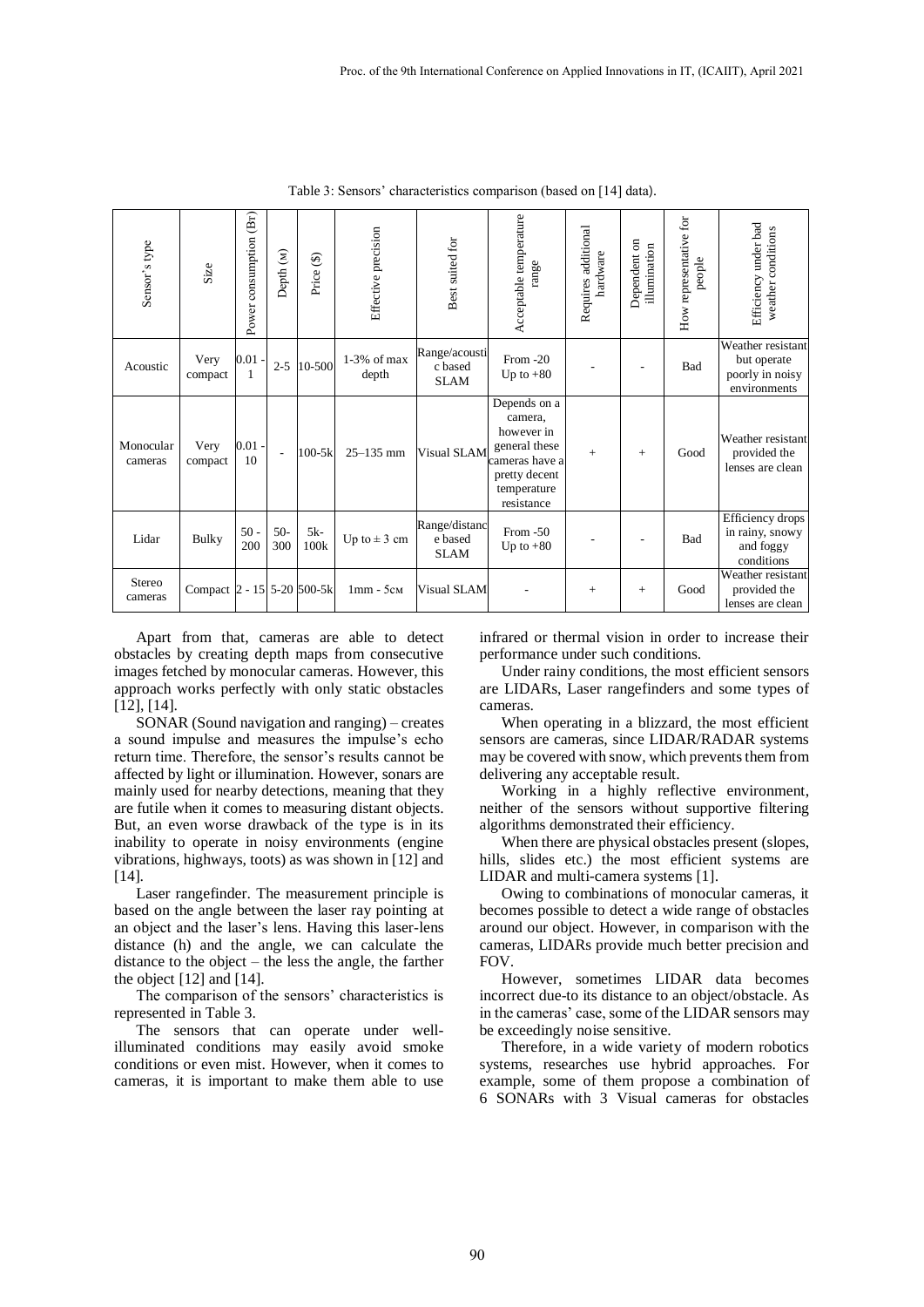Table 3: Sensors' characteristics comparison (based on [14] data).

| Sensor's type | Size | Power consumption (Вт) | Depth (м) | Price ($) | Effective precision | Best suited for | Acceptable temperature range | Requires additional hardware | Dependent on illumination | How representative for people | Efficiency under bad weather conditions |
|---|---|---|---|---|---|---|---|---|---|---|---|
| Acoustic | Very compact | 0.01 - 1 | 2-5 | 10-500 | 1-3% of max depth | Range/acoustic based SLAM | From -20 Up to +80 | - | - | Bad | Weather resistant but operate poorly in noisy environments |
| Monocular cameras | Very compact | 0.01 - 10 | - | 100-5k | 25–135 mm | Visual SLAM | Depends on a camera, however in general these cameras have a pretty decent temperature resistance | + | + | Good | Weather resistant provided the lenses are clean |
| Lidar | Bulky | 50 - 200 | 50-300 | 5k-100k | Up to ± 3 cm | Range/distance based SLAM | From -50 Up to +80 | - | - | Bad | Efficiency drops in rainy, snowy and foggy conditions |
| Stereo cameras | Compact | 2 - 15 | 5-20 | 500-5k | 1mm - 5cм | Visual SLAM | - | + | + | Good | Weather resistant provided the lenses are clean |

Apart from that, cameras are able to detect obstacles by creating depth maps from consecutive images fetched by monocular cameras. However, this approach works perfectly with only static obstacles [12], [14].

SONAR (Sound navigation and ranging) – creates a sound impulse and measures the impulse's echo return time. Therefore, the sensor's results cannot be affected by light or illumination. However, sonars are mainly used for nearby detections, meaning that they are futile when it comes to measuring distant objects. But, an even worse drawback of the type is in its inability to operate in noisy environments (engine vibrations, highways, toots) as was shown in [12] and [14].

Laser rangefinder. The measurement principle is based on the angle between the laser ray pointing at an object and the laser's lens. Having this laser-lens distance (h) and the angle, we can calculate the distance to the object – the less the angle, the farther the object [12] and [14].

The comparison of the sensors' characteristics is represented in Table 3.

The sensors that can operate under well-illuminated conditions may easily avoid smoke conditions or even mist. However, when it comes to cameras, it is important to make them able to use infrared or thermal vision in order to increase their performance under such conditions.

Under rainy conditions, the most efficient sensors are LIDARs, Laser rangefinders and some types of cameras.

When operating in a blizzard, the most efficient sensors are cameras, since LIDAR/RADAR systems may be covered with snow, which prevents them from delivering any acceptable result.

Working in a highly reflective environment, neither of the sensors without supportive filtering algorithms demonstrated their efficiency.

When there are physical obstacles present (slopes, hills, slides etc.) the most efficient systems are LIDAR and multi-camera systems [1].

Owing to combinations of monocular cameras, it becomes possible to detect a wide range of obstacles around our object. However, in comparison with the cameras, LIDARs provide much better precision and FOV.

However, sometimes LIDAR data becomes incorrect due-to its distance to an object/obstacle. As in the cameras' case, some of the LIDAR sensors may be exceedingly noise sensitive.

Therefore, in a wide variety of modern robotics systems, researches use hybrid approaches. For example, some of them propose a combination of 6 SONARs with 3 Visual cameras for obstacles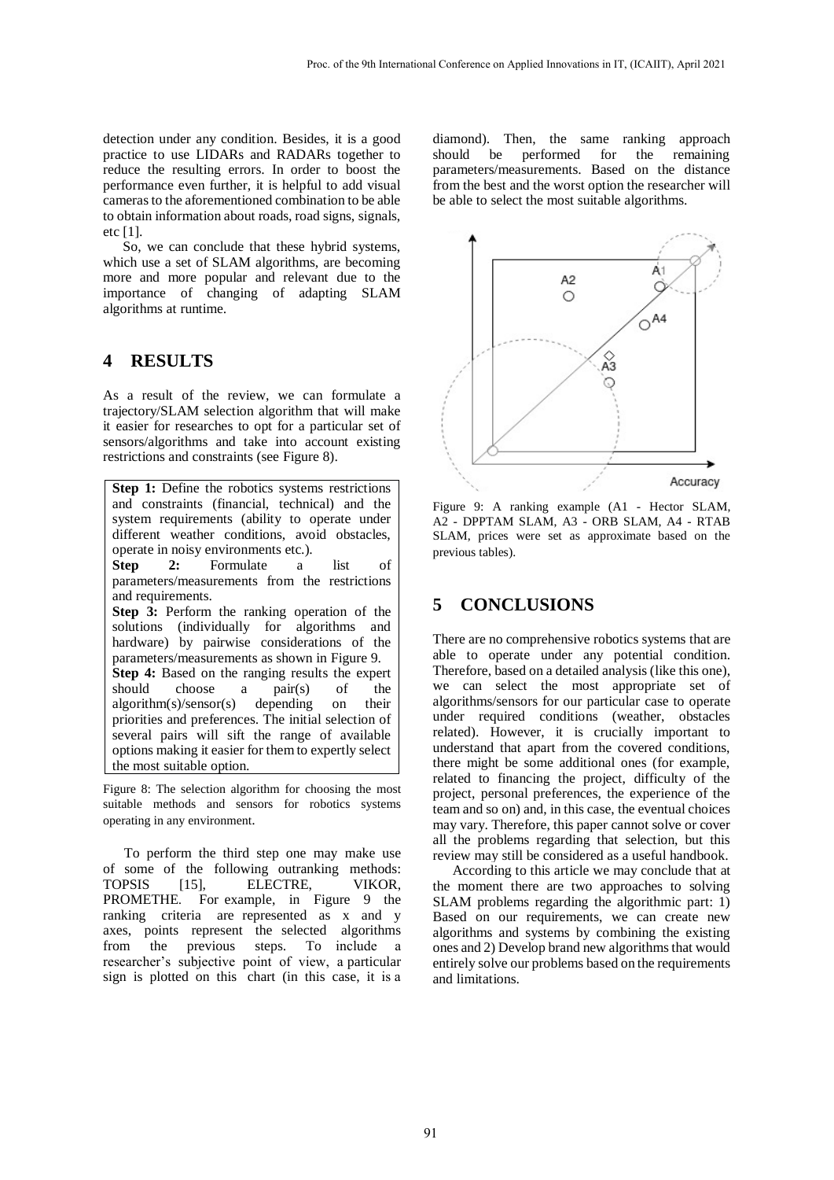detection under any condition. Besides, it is a good practice to use LIDARs and RADARs together to reduce the resulting errors. In order to boost the performance even further, it is helpful to add visual cameras to the aforementioned combination to be able to obtain information about roads, road signs, signals, etc [1].

So, we can conclude that these hybrid systems, which use a set of SLAM algorithms, are becoming more and more popular and relevant due to the importance of changing of adapting SLAM algorithms at runtime.

## 4 RESULTS

As a result of the review, we can formulate a trajectory/SLAM selection algorithm that will make it easier for researches to opt for a particular set of sensors/algorithms and take into account existing restrictions and constraints (see Figure 8).

**Step 1:** Define the robotics systems restrictions and constraints (financial, technical) and the system requirements (ability to operate under different weather conditions, avoid obstacles, operate in noisy environments etc.).
**Step 2:** Formulate a list of parameters/measurements from the restrictions and requirements.
**Step 3:** Perform the ranking operation of the solutions (individually for algorithms and hardware) by pairwise considerations of the parameters/measurements as shown in Figure 9.
**Step 4:** Based on the ranging results the expert should choose a pair(s) of the algorithm(s)/sensor(s) depending on their priorities and preferences. The initial selection of several pairs will sift the range of available options making it easier for them to expertly select the most suitable option.

Figure 8: The selection algorithm for choosing the most suitable methods and sensors for robotics systems operating in any environment.

To perform the third step one may make use of some of the following outranking methods: TOPSIS [15], ELECTRE, VIKOR, PROMETHE. For example, in Figure 9 the ranking criteria are represented as x and y axes, points represent the selected algorithms from the previous steps. To include a researcher's subjective point of view, a particular sign is plotted on this chart (in this case, it is a diamond). Then, the same ranking approach should be performed for the remaining parameters/measurements. Based on the distance from the best and the worst option the researcher will be able to select the most suitable algorithms.

Figure 9: A ranking example (A1 - Hector SLAM, A2 - DPPTAM SLAM, A3 - ORB SLAM, A4 - RTAB SLAM, prices were set as approximate based on the previous tables).

## 5 CONCLUSIONS

There are no comprehensive robotics systems that are able to operate under any potential condition. Therefore, based on a detailed analysis (like this one), we can select the most appropriate set of algorithms/sensors for our particular case to operate under required conditions (weather, obstacles related). However, it is crucially important to understand that apart from the covered conditions, there might be some additional ones (for example, related to financing the project, difficulty of the project, personal preferences, the experience of the team and so on) and, in this case, the eventual choices may vary. Therefore, this paper cannot solve or cover all the problems regarding that selection, but this review may still be considered as a useful handbook.

According to this article we may conclude that at the moment there are two approaches to solving SLAM problems regarding the algorithmic part: 1) Based on our requirements, we can create new algorithms and systems by combining the existing ones and 2) Develop brand new algorithms that would entirely solve our problems based on the requirements and limitations.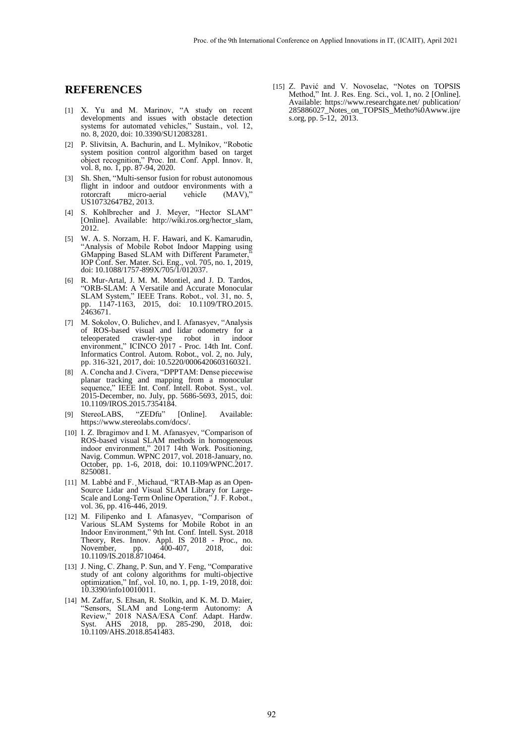## REFERENCES

[1] X. Yu and M. Marinov, “A study on recent developments and issues with obstacle detection systems for automated vehicles,” Sustain., vol. 12, no. 8, 2020, doi: 10.3390/SU12083281.

[2] P. Slivitsin, A. Bachurin, and L. Mylnikov, “Robotic system position control algorithm based on target object recognition,” Proc. Int. Conf. Appl. Innov. It, vol. 8, no. 1, pp. 87-94, 2020.

[3] Sh. Shen, “Multi-sensor fusion for robust autonomous flight in indoor and outdoor environments with a rotorcraft micro-aerial vehicle (MAV),” US10732647B2, 2013.

[4] S. Kohlbrecher and J. Meyer, “Hector SLAM” [Online]. Available: http://wiki.ros.org/hector_slam, 2012.

[5] W. A. S. Norzam, H. F. Hawari, and K. Kamarudin, “Analysis of Mobile Robot Indoor Mapping using GMapping Based SLAM with Different Parameter,” IOP Conf. Ser. Mater. Sci. Eng., vol. 705, no. 1, 2019, doi: 10.1088/1757-899X/705/1/012037.

[6] R. Mur-Artal, J. M. M. Montiel, and J. D. Tardos, “ORB-SLAM: A Versatile and Accurate Monocular SLAM System,” IEEE Trans. Robot., vol. 31, no. 5, pp. 1147-1163, 2015, doi: 10.1109/TRO.2015. 2463671.

[7] M. Sokolov, O. Bulichev, and I. Afanasyev, “Analysis of ROS-based visual and lidar odometry for a teleoperated crawler-type robot in indoor environment,” ICINCO 2017 - Proc. 14th Int. Conf. Informatics Control. Autom. Robot., vol. 2, no. July, pp. 316-321, 2017, doi: 10.5220/0006420603160321.

[8] A. Concha and J. Civera, “DPPTAM: Dense piecewise planar tracking and mapping from a monocular sequence,” IEEE Int. Conf. Intell. Robot. Syst., vol. 2015-December, no. July, pp. 5686-5693, 2015, doi: 10.1109/IROS.2015.7354184.

[9] StereoLABS, “ZEDfu” [Online]. Available: https://www.stereolabs.com/docs/.

[10] I. Z. Ibragimov and I. M. Afanasyev, “Comparison of ROS-based visual SLAM methods in homogeneous indoor environment,” 2017 14th Work. Positioning, Navig. Commun. WPNC 2017, vol. 2018-January, no. October, pp. 1-6, 2018, doi: 10.1109/WPNC.2017. 8250081.

[11] M. Labbé and F. ̧Michaud, “RTAB-Map as an Open-Source Lidar and Visual SLAM Library for Large-Scale and Long-Term Online Operation,” J. F. Robot., vol. 36, pp. 416-446, 2019.

[12] M. Filipenko and I. Afanasyev, “Comparison of Various SLAM Systems for Mobile Robot in an Indoor Environment,” 9th Int. Conf. Intell. Syst. 2018 Theory, Res. Innov. Appl. IS 2018 - Proc., no. November, pp. 400-407, 2018, doi: 10.1109/IS.2018.8710464.

[13] J. Ning, C. Zhang, P. Sun, and Y. Feng, “Comparative study of ant colony algorithms for multi-objective optimization,” Inf., vol. 10, no. 1, pp. 1-19, 2018, doi: 10.3390/info10010011.

[14] M. Zaffar, S. Ehsan, R. Stolkin, and K. M. D. Maier, “Sensors, SLAM and Long-term Autonomy: A Review,” 2018 NASA/ESA Conf. Adapt. Hardw. Syst. AHS 2018, pp. 285-290, 2018, doi: 10.1109/AHS.2018.8541483.

[15] Z. Pavić and V. Novoselac, “Notes on TOPSIS Method,” Int. J. Res. Eng. Sci., vol. 1, no. 2 [Online]. Available: https://www.researchgate.net/ publication/ 285886027_Notes_on_TOPSIS_Metho%0Awww.ijres.org, pp. 5-12, 2013.